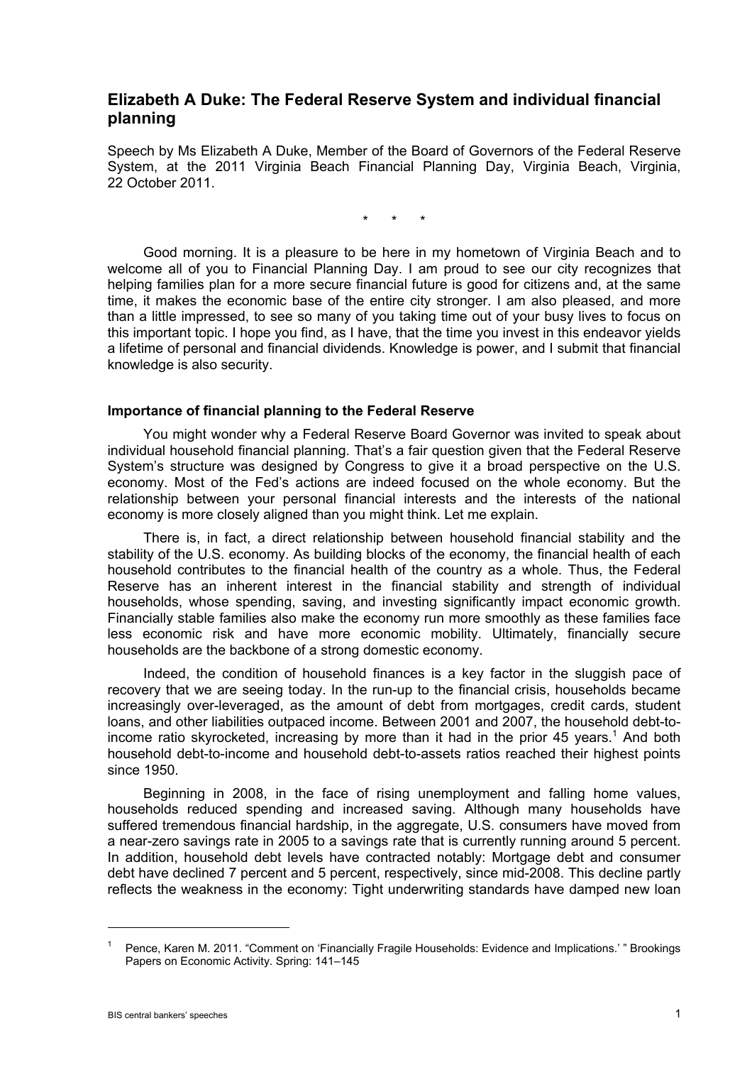# Elizabeth A Duke: The Federal Reserve System and individual financial planning

Speech by Ms Elizabeth A Duke, Member of the Board of Governors of the Federal Reserve System, at the 2011 Virginia Beach Financial Planning Day, Virginia Beach, Virginia, 22 October 2011.

\* \* \*

Good morning. It is a pleasure to be here in my hometown of Virginia Beach and to welcome all of you to Financial Planning Day. I am proud to see our city recognizes that helping families plan for a more secure financial future is good for citizens and, at the same time, it makes the economic base of the entire city stronger. I am also pleased, and more than a little impressed, to see so many of you taking time out of your busy lives to focus on this important topic. I hope you find, as I have, that the time you invest in this endeavor yields a lifetime of personal and financial dividends. Knowledge is power, and I submit that financial knowledge is also security.

### Importance of financial planning to the Federal Reserve

You might wonder why a Federal Reserve Board Governor was invited to speak about individual household financial planning. That's a fair question given that the Federal Reserve System's structure was designed by Congress to give it a broad perspective on the U.S. economy. Most of the Fed's actions are indeed focused on the whole economy. But the relationship between your personal financial interests and the interests of the national economy is more closely aligned than you might think. Let me explain.

There is, in fact, a direct relationship between household financial stability and the stability of the U.S. economy. As building blocks of the economy, the financial health of each household contributes to the financial health of the country as a whole. Thus, the Federal Reserve has an inherent interest in the financial stability and strength of individual households, whose spending, saving, and investing significantly impact economic growth. Financially stable families also make the economy run more smoothly as these families face less economic risk and have more economic mobility. Ultimately, financially secure households are the backbone of a strong domestic economy.

Indeed, the condition of household finances is a key factor in the sluggish pace of recovery that we are seeing today. In the run-up to the financial crisis, households became increasingly over-leveraged, as the amount of debt from mortgages, credit cards, student loans, and other liabilities outpaced income. Between 2001 and 2007, the household debt-to-income ratio skyrocketed, increasing by more than it had in the prior 45 years.[1] And both household debt-to-income and household debt-to-assets ratios reached their highest points since 1950.

Beginning in 2008, in the face of rising unemployment and falling home values, households reduced spending and increased saving. Although many households have suffered tremendous financial hardship, in the aggregate, U.S. consumers have moved from a near-zero savings rate in 2005 to a savings rate that is currently running around 5 percent. In addition, household debt levels have contracted notably: Mortgage debt and consumer debt have declined 7 percent and 5 percent, respectively, since mid-2008. This decline partly reflects the weakness in the economy: Tight underwriting standards have damped new loan

---

[1] Pence, Karen M. 2011. "Comment on 'Financially Fragile Households: Evidence and Implications.' " Brookings Papers on Economic Activity. Spring: 141–145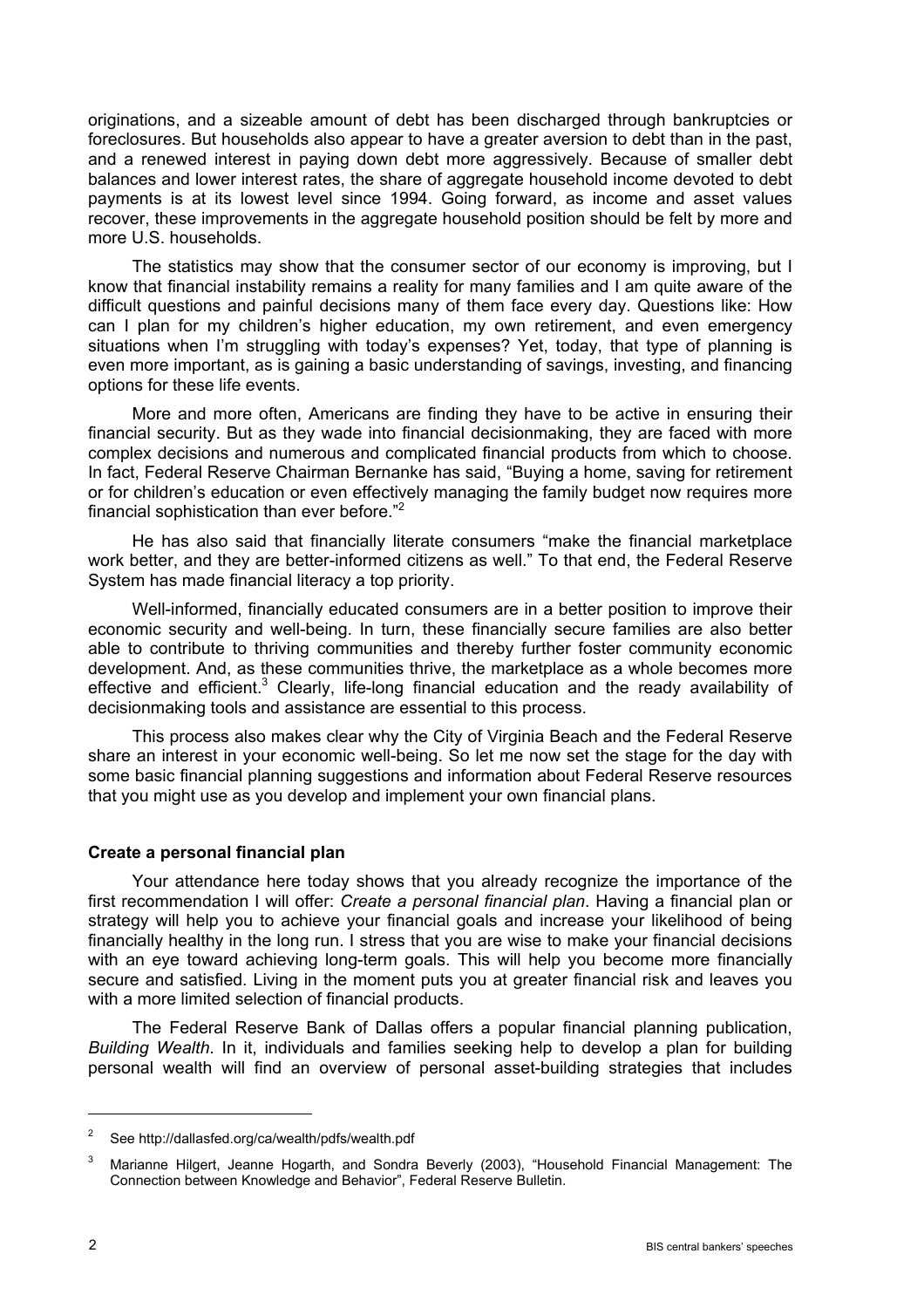originations, and a sizeable amount of debt has been discharged through bankruptcies or foreclosures. But households also appear to have a greater aversion to debt than in the past, and a renewed interest in paying down debt more aggressively. Because of smaller debt balances and lower interest rates, the share of aggregate household income devoted to debt payments is at its lowest level since 1994. Going forward, as income and asset values recover, these improvements in the aggregate household position should be felt by more and more U.S. households.

The statistics may show that the consumer sector of our economy is improving, but I know that financial instability remains a reality for many families and I am quite aware of the difficult questions and painful decisions many of them face every day. Questions like: How can I plan for my children's higher education, my own retirement, and even emergency situations when I'm struggling with today's expenses? Yet, today, that type of planning is even more important, as is gaining a basic understanding of savings, investing, and financing options for these life events.

More and more often, Americans are finding they have to be active in ensuring their financial security. But as they wade into financial decisionmaking, they are faced with more complex decisions and numerous and complicated financial products from which to choose. In fact, Federal Reserve Chairman Bernanke has said, "Buying a home, saving for retirement or for children's education or even effectively managing the family budget now requires more financial sophistication than ever before."[2]

He has also said that financially literate consumers "make the financial marketplace work better, and they are better-informed citizens as well." To that end, the Federal Reserve System has made financial literacy a top priority.

Well-informed, financially educated consumers are in a better position to improve their economic security and well-being. In turn, these financially secure families are also better able to contribute to thriving communities and thereby further foster community economic development. And, as these communities thrive, the marketplace as a whole becomes more effective and efficient.[3] Clearly, life-long financial education and the ready availability of decisionmaking tools and assistance are essential to this process.

This process also makes clear why the City of Virginia Beach and the Federal Reserve share an interest in your economic well-being. So let me now set the stage for the day with some basic financial planning suggestions and information about Federal Reserve resources that you might use as you develop and implement your own financial plans.

**Create a personal financial plan**

Your attendance here today shows that you already recognize the importance of the first recommendation I will offer: *Create a personal financial plan*. Having a financial plan or strategy will help you to achieve your financial goals and increase your likelihood of being financially healthy in the long run. I stress that you are wise to make your financial decisions with an eye toward achieving long-term goals. This will help you become more financially secure and satisfied. Living in the moment puts you at greater financial risk and leaves you with a more limited selection of financial products.

The Federal Reserve Bank of Dallas offers a popular financial planning publication, *Building Wealth*. In it, individuals and families seeking help to develop a plan for building personal wealth will find an overview of personal asset-building strategies that includes

---

[2] See http://dallasfed.org/ca/wealth/pdfs/wealth.pdf

[3] Marianne Hilgert, Jeanne Hogarth, and Sondra Beverly (2003), "Household Financial Management: The Connection between Knowledge and Behavior", Federal Reserve Bulletin.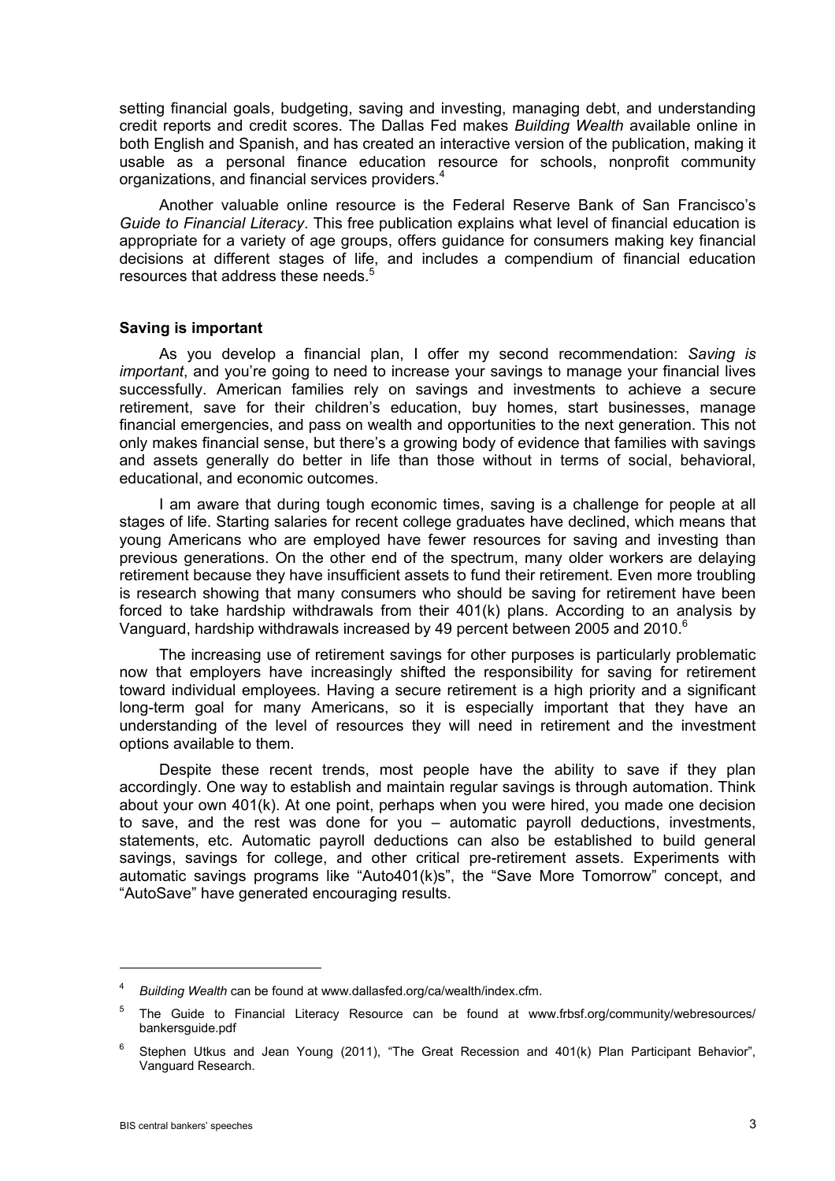setting financial goals, budgeting, saving and investing, managing debt, and understanding credit reports and credit scores. The Dallas Fed makes *Building Wealth* available online in both English and Spanish, and has created an interactive version of the publication, making it usable as a personal finance education resource for schools, nonprofit community organizations, and financial services providers.[4]

Another valuable online resource is the Federal Reserve Bank of San Francisco's *Guide to Financial Literacy*. This free publication explains what level of financial education is appropriate for a variety of age groups, offers guidance for consumers making key financial decisions at different stages of life, and includes a compendium of financial education resources that address these needs.[5]

**Saving is important**

As you develop a financial plan, I offer my second recommendation: *Saving is important*, and you're going to need to increase your savings to manage your financial lives successfully. American families rely on savings and investments to achieve a secure retirement, save for their children's education, buy homes, start businesses, manage financial emergencies, and pass on wealth and opportunities to the next generation. This not only makes financial sense, but there's a growing body of evidence that families with savings and assets generally do better in life than those without in terms of social, behavioral, educational, and economic outcomes.

I am aware that during tough economic times, saving is a challenge for people at all stages of life. Starting salaries for recent college graduates have declined, which means that young Americans who are employed have fewer resources for saving and investing than previous generations. On the other end of the spectrum, many older workers are delaying retirement because they have insufficient assets to fund their retirement. Even more troubling is research showing that many consumers who should be saving for retirement have been forced to take hardship withdrawals from their 401(k) plans. According to an analysis by Vanguard, hardship withdrawals increased by 49 percent between 2005 and 2010.[6]

The increasing use of retirement savings for other purposes is particularly problematic now that employers have increasingly shifted the responsibility for saving for retirement toward individual employees. Having a secure retirement is a high priority and a significant long-term goal for many Americans, so it is especially important that they have an understanding of the level of resources they will need in retirement and the investment options available to them.

Despite these recent trends, most people have the ability to save if they plan accordingly. One way to establish and maintain regular savings is through automation. Think about your own 401(k). At one point, perhaps when you were hired, you made one decision to save, and the rest was done for you – automatic payroll deductions, investments, statements, etc. Automatic payroll deductions can also be established to build general savings, savings for college, and other critical pre-retirement assets. Experiments with automatic savings programs like "Auto401(k)s", the "Save More Tomorrow" concept, and "AutoSave" have generated encouraging results.

---

[4] *Building Wealth* can be found at www.dallasfed.org/ca/wealth/index.cfm.

[5] The Guide to Financial Literacy Resource can be found at www.frbsf.org/community/webresources/bankersguide.pdf

[6] Stephen Utkus and Jean Young (2011), "The Great Recession and 401(k) Plan Participant Behavior", Vanguard Research.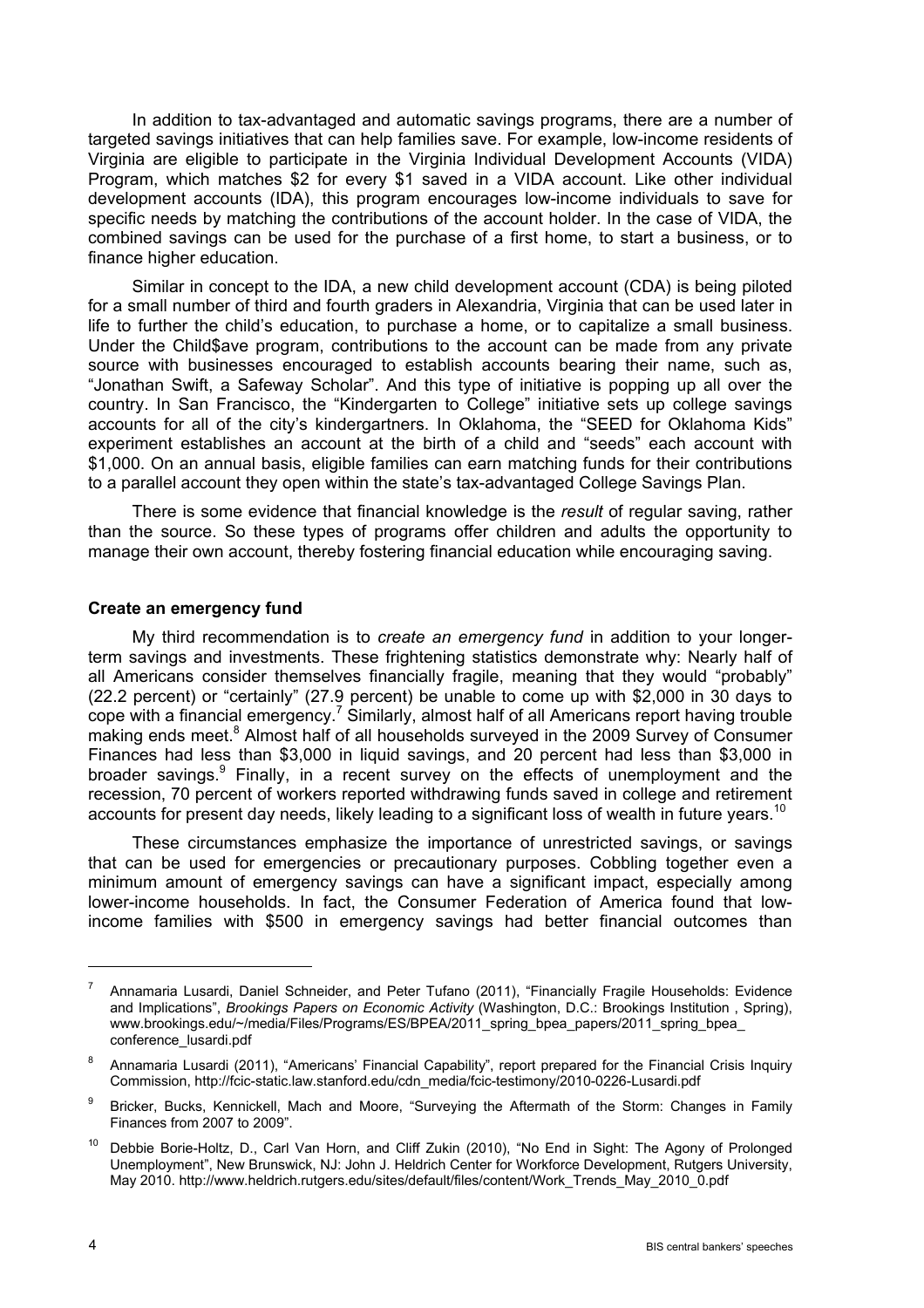In addition to tax-advantaged and automatic savings programs, there are a number of targeted savings initiatives that can help families save. For example, low-income residents of Virginia are eligible to participate in the Virginia Individual Development Accounts (VIDA) Program, which matches $2 for every $1 saved in a VIDA account. Like other individual development accounts (IDA), this program encourages low-income individuals to save for specific needs by matching the contributions of the account holder. In the case of VIDA, the combined savings can be used for the purchase of a first home, to start a business, or to finance higher education.

Similar in concept to the IDA, a new child development account (CDA) is being piloted for a small number of third and fourth graders in Alexandria, Virginia that can be used later in life to further the child's education, to purchase a home, or to capitalize a small business. Under the Child$ave program, contributions to the account can be made from any private source with businesses encouraged to establish accounts bearing their name, such as, "Jonathan Swift, a Safeway Scholar". And this type of initiative is popping up all over the country. In San Francisco, the "Kindergarten to College" initiative sets up college savings accounts for all of the city's kindergartners. In Oklahoma, the "SEED for Oklahoma Kids" experiment establishes an account at the birth of a child and "seeds" each account with $1,000. On an annual basis, eligible families can earn matching funds for their contributions to a parallel account they open within the state's tax-advantaged College Savings Plan.

There is some evidence that financial knowledge is the *result* of regular saving, rather than the source. So these types of programs offer children and adults the opportunity to manage their own account, thereby fostering financial education while encouraging saving.

**Create an emergency fund**

My third recommendation is to *create an emergency fund* in addition to your longer-term savings and investments. These frightening statistics demonstrate why: Nearly half of all Americans consider themselves financially fragile, meaning that they would "probably" (22.2 percent) or "certainly" (27.9 percent) be unable to come up with $2,000 in 30 days to cope with a financial emergency.[7] Similarly, almost half of all Americans report having trouble making ends meet.[8] Almost half of all households surveyed in the 2009 Survey of Consumer Finances had less than $3,000 in liquid savings, and 20 percent had less than $3,000 in broader savings.[9] Finally, in a recent survey on the effects of unemployment and the recession, 70 percent of workers reported withdrawing funds saved in college and retirement accounts for present day needs, likely leading to a significant loss of wealth in future years.[10]

These circumstances emphasize the importance of unrestricted savings, or savings that can be used for emergencies or precautionary purposes. Cobbling together even a minimum amount of emergency savings can have a significant impact, especially among lower-income households. In fact, the Consumer Federation of America found that low-income families with $500 in emergency savings had better financial outcomes than

---

[7] Annamaria Lusardi, Daniel Schneider, and Peter Tufano (2011), "Financially Fragile Households: Evidence and Implications", *Brookings Papers on Economic Activity* (Washington, D.C.: Brookings Institution , Spring), www.brookings.edu/~/media/Files/Programs/ES/BPEA/2011_spring_bpea_papers/2011_spring_bpea_conference_lusardi.pdf

[8] Annamaria Lusardi (2011), "Americans' Financial Capability", report prepared for the Financial Crisis Inquiry Commission, http://fcic-static.law.stanford.edu/cdn_media/fcic-testimony/2010-0226-Lusardi.pdf

[9] Bricker, Bucks, Kennickell, Mach and Moore, "Surveying the Aftermath of the Storm: Changes in Family Finances from 2007 to 2009".

[10] Debbie Borie-Holtz, D., Carl Van Horn, and Cliff Zukin (2010), "No End in Sight: The Agony of Prolonged Unemployment", New Brunswick, NJ: John J. Heldrich Center for Workforce Development, Rutgers University, May 2010. http://www.heldrich.rutgers.edu/sites/default/files/content/Work_Trends_May_2010_0.pdf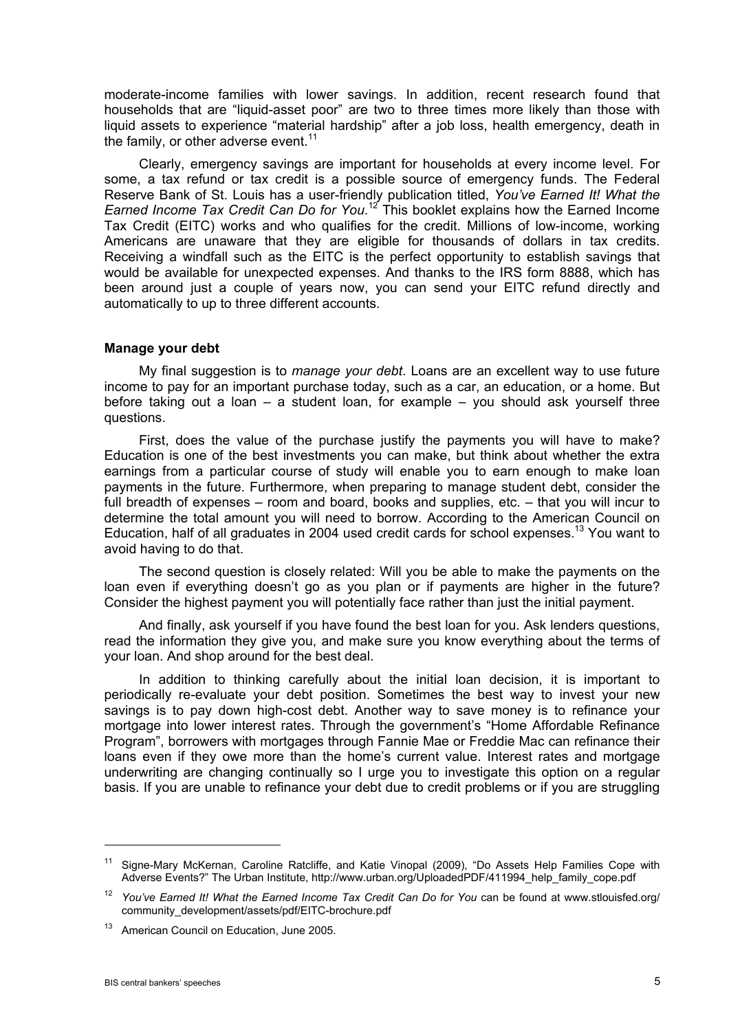moderate-income families with lower savings. In addition, recent research found that households that are "liquid-asset poor" are two to three times more likely than those with liquid assets to experience "material hardship" after a job loss, health emergency, death in the family, or other adverse event.[11]

Clearly, emergency savings are important for households at every income level. For some, a tax refund or tax credit is a possible source of emergency funds. The Federal Reserve Bank of St. Louis has a user-friendly publication titled, *You've Earned It! What the Earned Income Tax Credit Can Do for You*.[12] This booklet explains how the Earned Income Tax Credit (EITC) works and who qualifies for the credit. Millions of low-income, working Americans are unaware that they are eligible for thousands of dollars in tax credits. Receiving a windfall such as the EITC is the perfect opportunity to establish savings that would be available for unexpected expenses. And thanks to the IRS form 8888, which has been around just a couple of years now, you can send your EITC refund directly and automatically to up to three different accounts.

**Manage your debt**

My final suggestion is to *manage your debt*. Loans are an excellent way to use future income to pay for an important purchase today, such as a car, an education, or a home. But before taking out a loan – a student loan, for example – you should ask yourself three questions.

First, does the value of the purchase justify the payments you will have to make? Education is one of the best investments you can make, but think about whether the extra earnings from a particular course of study will enable you to earn enough to make loan payments in the future. Furthermore, when preparing to manage student debt, consider the full breadth of expenses – room and board, books and supplies, etc. – that you will incur to determine the total amount you will need to borrow. According to the American Council on Education, half of all graduates in 2004 used credit cards for school expenses.[13] You want to avoid having to do that.

The second question is closely related: Will you be able to make the payments on the loan even if everything doesn't go as you plan or if payments are higher in the future? Consider the highest payment you will potentially face rather than just the initial payment.

And finally, ask yourself if you have found the best loan for you. Ask lenders questions, read the information they give you, and make sure you know everything about the terms of your loan. And shop around for the best deal.

In addition to thinking carefully about the initial loan decision, it is important to periodically re-evaluate your debt position. Sometimes the best way to invest your new savings is to pay down high-cost debt. Another way to save money is to refinance your mortgage into lower interest rates. Through the government's "Home Affordable Refinance Program", borrowers with mortgages through Fannie Mae or Freddie Mac can refinance their loans even if they owe more than the home's current value. Interest rates and mortgage underwriting are changing continually so I urge you to investigate this option on a regular basis. If you are unable to refinance your debt due to credit problems or if you are struggling

---

[11] Signe-Mary McKernan, Caroline Ratcliffe, and Katie Vinopal (2009), "Do Assets Help Families Cope with Adverse Events?" The Urban Institute, http://www.urban.org/UploadedPDF/411994_help_family_cope.pdf

[12] *You've Earned It! What the Earned Income Tax Credit Can Do for You* can be found at www.stlouisfed.org/community_development/assets/pdf/EITC-brochure.pdf

[13] American Council on Education, June 2005.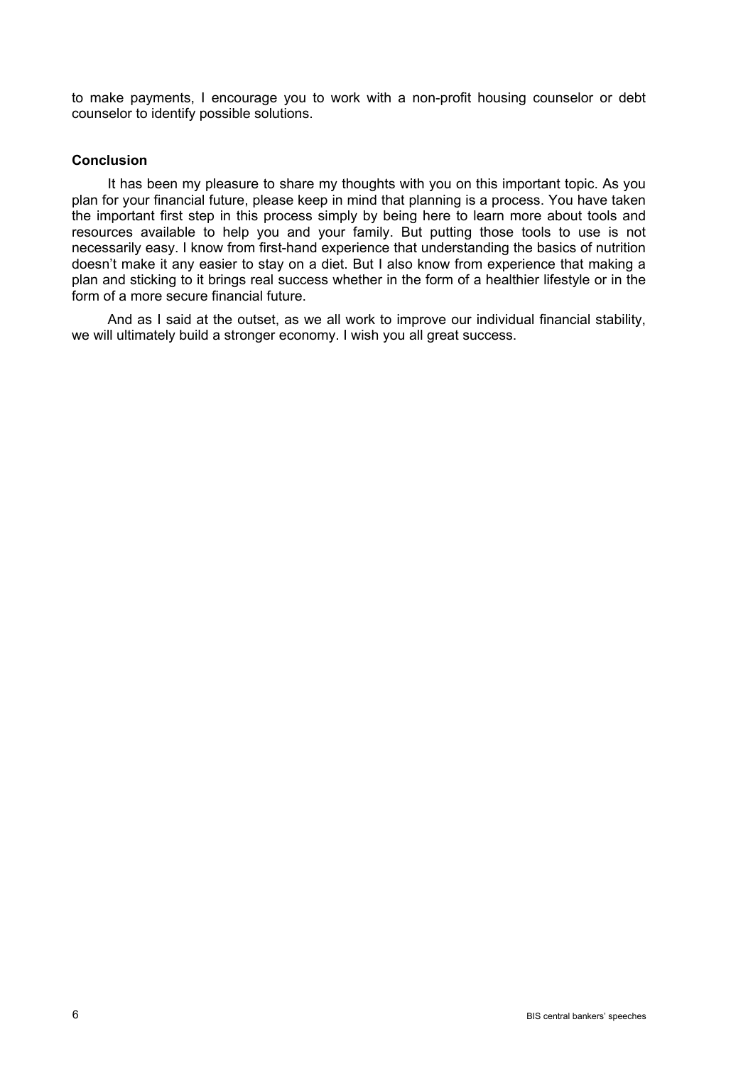to make payments, I encourage you to work with a non-profit housing counselor or debt counselor to identify possible solutions.

**Conclusion**

It has been my pleasure to share my thoughts with you on this important topic. As you plan for your financial future, please keep in mind that planning is a process. You have taken the important first step in this process simply by being here to learn more about tools and resources available to help you and your family. But putting those tools to use is not necessarily easy. I know from first-hand experience that understanding the basics of nutrition doesn't make it any easier to stay on a diet. But I also know from experience that making a plan and sticking to it brings real success whether in the form of a healthier lifestyle or in the form of a more secure financial future.

And as I said at the outset, as we all work to improve our individual financial stability, we will ultimately build a stronger economy. I wish you all great success.